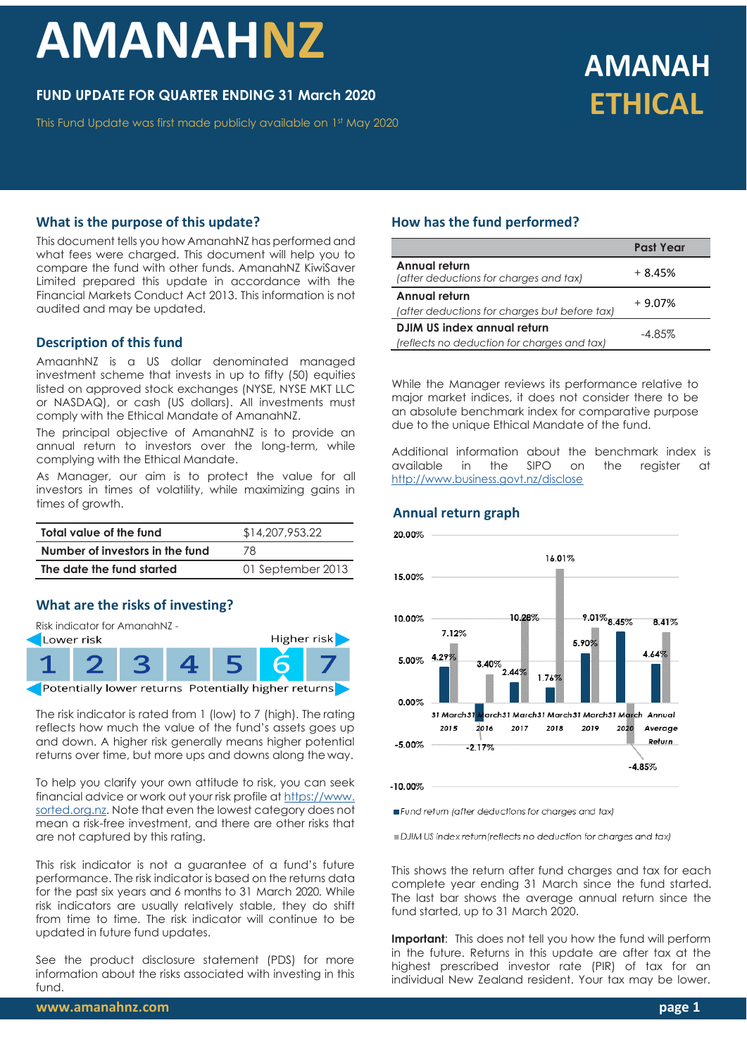# AMANAHNZ

**FUND UPDATE FOR QUARTER ENDING 31 March 2020**

This Fund Update was first made publicly available on 1st May 2020

# AMANAH ETHICAL

## What is the purpose of this update?

This document tells you how AmanahNZ has performed and what fees were charged. This document will help you to compare the fund with other funds. AmanahNZ KiwiSaver Limited prepared this update in accordance with the Financial Markets Conduct Act 2013. This information is not audited and may be updated.

## Description of this fund

AmaanhNZ is a US dollar denominated managed investment scheme that invests in up to fifty (50) equities listed on approved stock exchanges (NYSE, NYSE MKT LLC or NASDAQ), or cash (US dollars). All investments must comply with the Ethical Mandate of AmanahNZ.

The principal objective of AmanahNZ is to provide an annual return to investors over the long-term, while complying with the Ethical Mandate.

As Manager, our aim is to protect the value for all investors in times of volatility, while maximizing gains in times of growth.

| | |
|---|---|
| **Total value of the fund** | $14,207,953.22 |
| **Number of investors in the fund** | 78 |
| **The date the fund started** | 01 September 2013 |

## What are the risks of investing?

Risk indicator for AmanahNZ -

| Lower risk | | | | | | Higher risk |
|---|---|---|---|---|---|---|
| 1 | 2 | 3 | 4 | 5 | **6** | 7 |
| Potentially lower returns | | | | | | Potentially higher returns |

The risk indicator is rated from 1 (low) to 7 (high). The rating reflects how much the value of the fund's assets goes up and down. A higher risk generally means higher potential returns over time, but more ups and downs along the way.

To help you clarify your own attitude to risk, you can seek financial advice or work out your risk profile at https://www.sorted.org.nz. Note that even the lowest category does not mean a risk-free investment, and there are other risks that are not captured by this rating.

This risk indicator is not a guarantee of a fund's future performance. The risk indicator is based on the returns data for the past six years and 6 months to 31 March 2020. While risk indicators are usually relatively stable, they do shift from time to time. The risk indicator will continue to be updated in future fund updates.

See the product disclosure statement (PDS) for more information about the risks associated with investing in this fund.

## How has the fund performed?

| | Past Year |
|---|---|
| **Annual return**<br>*(after deductions for charges and tax)* | + 8.45% |
| **Annual return**<br>*(after deductions for charges but before tax)* | + 9.07% |
| **DJIM US index annual return**<br>*(reflects no deduction for charges and tax)* | -4.85% |

While the Manager reviews its performance relative to major market indices, it does not consider there to be an absolute benchmark index for comparative purpose due to the unique Ethical Mandate of the fund.

Additional information about the benchmark index is available in the SIPO on the register at http://www.business.govt.nz/disclose

## Annual return graph

| | Fund return (after deductions for charges and tax) | DJIM US index return (reflects no deduction for charges and tax) |
|---|---|---|
| 31 March 2015 | 4.29% | 7.12% |
| 31 March 2016 | -2.17% | 3.40% |
| 31 March 2017 | 2.44% | 10.28% |
| 31 March 2018 | 1.76% | 16.01% |
| 31 March 2019 | 5.90% | 9.01% |
| 31 March 2020 | 8.45% | -4.85% |
| Annual Average Return | 4.64% | 8.41% |

This shows the return after fund charges and tax for each complete year ending 31 March since the fund started. The last bar shows the average annual return since the fund started, up to 31 March 2020.

**Important**: This does not tell you how the fund will perform in the future. Returns in this update are after tax at the highest prescribed investor rate (PIR) of tax for an individual New Zealand resident. Your tax may be lower.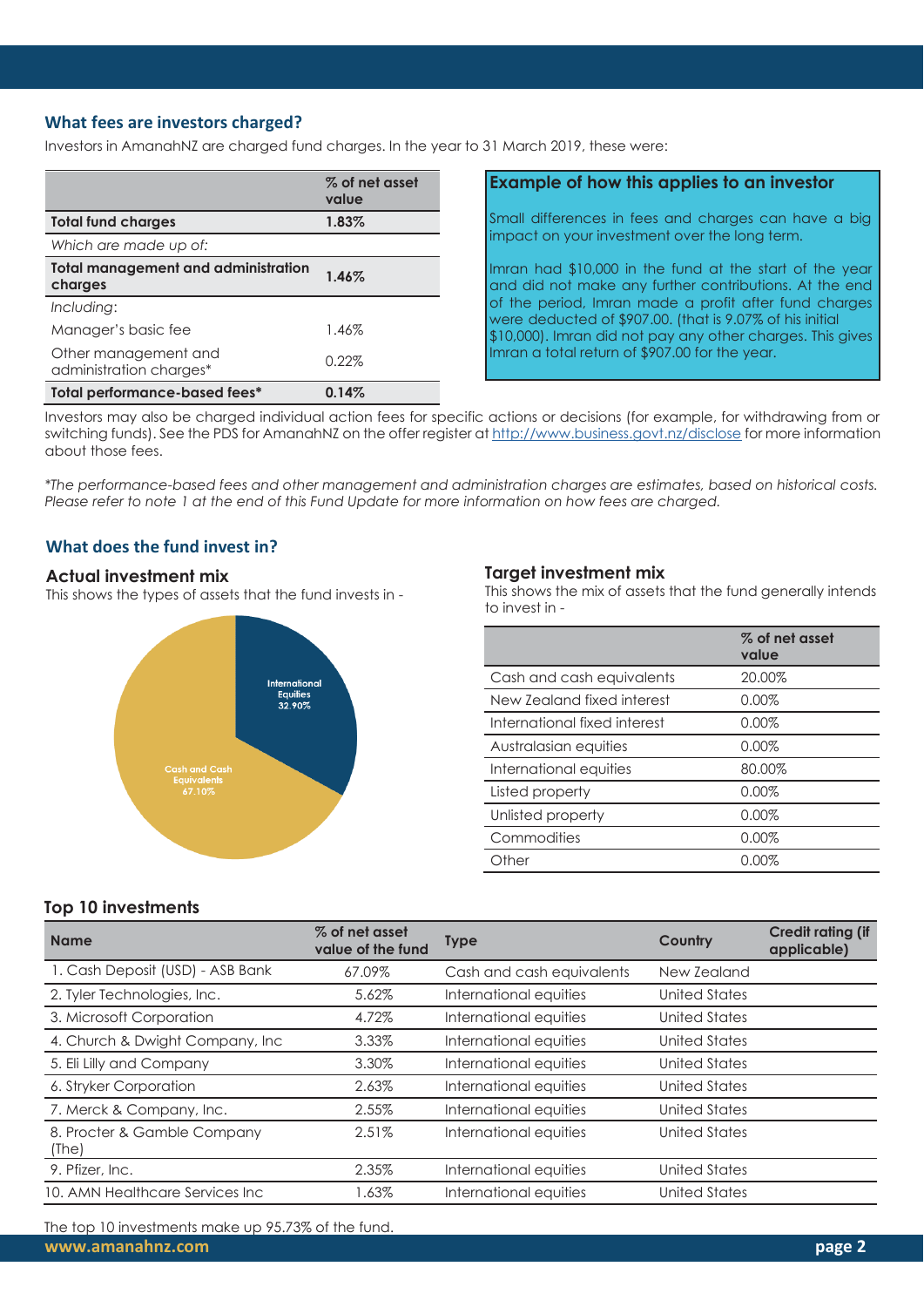## What fees are investors charged?

Investors in AmanahNZ are charged fund charges. In the year to 31 March 2019, these were:

| | % of net asset value |
|---|---|
| **Total fund charges** | **1.83%** |
| *Which are made up of:* | |
| **Total management and administration charges** | **1.46%** |
| *Including:* | |
| Manager's basic fee | 1.46% |
| Other management and administration charges* | 0.22% |
| **Total performance-based fees*** | **0.14%** |

### Example of how this applies to an investor

Small differences in fees and charges can have a big impact on your investment over the long term.

Imran had $10,000 in the fund at the start of the year and did not make any further contributions. At the end of the period, Imran made a profit after fund charges were deducted of $907.00. (that is 9.07% of his initial $10,000). Imran did not pay any other charges. This gives Imran a total return of $907.00 for the year.

Investors may also be charged individual action fees for specific actions or decisions (for example, for withdrawing from or switching funds). See the PDS for AmanahNZ on the offer register at http://www.business.govt.nz/disclose for more information about those fees.

*\*The performance-based fees and other management and administration charges are estimates, based on historical costs. Please refer to note 1 at the end of this Fund Update for more information on how fees are charged.*

## What does the fund invest in?

### Actual investment mix

This shows the types of assets that the fund invests in -

- International Equities 32.90%
- Cash and Cash Equivalents 67.10%

### Target investment mix

This shows the mix of assets that the fund generally intends to invest in -

| | % of net asset value |
|---|---|
| Cash and cash equivalents | 20.00% |
| New Zealand fixed interest | 0.00% |
| International fixed interest | 0.00% |
| Australasian equities | 0.00% |
| International equities | 80.00% |
| Listed property | 0.00% |
| Unlisted property | 0.00% |
| Commodities | 0.00% |
| Other | 0.00% |

### Top 10 investments

| Name | % of net asset value of the fund | Type | Country | Credit rating (if applicable) |
|---|---|---|---|---|
| 1. Cash Deposit (USD) - ASB Bank | 67.09% | Cash and cash equivalents | New Zealand | |
| 2. Tyler Technologies, Inc. | 5.62% | International equities | United States | |
| 3. Microsoft Corporation | 4.72% | International equities | United States | |
| 4. Church & Dwight Company, Inc | 3.33% | International equities | United States | |
| 5. Eli Lilly and Company | 3.30% | International equities | United States | |
| 6. Stryker Corporation | 2.63% | International equities | United States | |
| 7. Merck & Company, Inc. | 2.55% | International equities | United States | |
| 8. Procter & Gamble Company (The) | 2.51% | International equities | United States | |
| 9. Pfizer, Inc. | 2.35% | International equities | United States | |
| 10. AMN Healthcare Services Inc | 1.63% | International equities | United States | |

The top 10 investments make up 95.73% of the fund.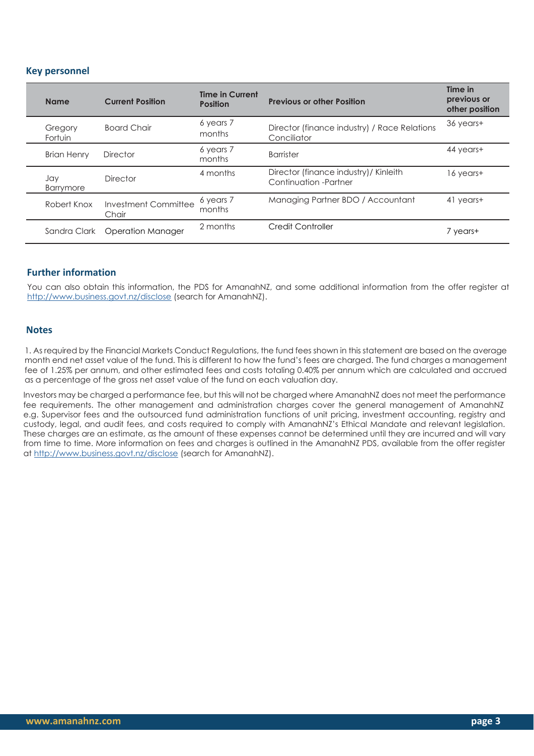## Key personnel

| Name | Current Position | Time in Current Position | Previous or other Position | Time in previous or other position |
|---|---|---|---|---|
| Gregory Fortuin | Board Chair | 6 years 7 months | Director (finance industry) / Race Relations Conciliator | 36 years+ |
| Brian Henry | Director | 6 years 7 months | Barrister | 44 years+ |
| Jay Barrymore | Director | 4 months | Director (finance industry)/ Kinleith Continuation -Partner | 16 years+ |
| Robert Knox | Investment Committee Chair | 6 years 7 months | Managing Partner BDO / Accountant | 41 years+ |
| Sandra Clark | Operation Manager | 2 months | Credit Controller | 7 years+ |

## Further information

You can also obtain this information, the PDS for AmanahNZ, and some additional information from the offer register at http://www.business.govt.nz/disclose (search for AmanahNZ).

## Notes

1. As required by the Financial Markets Conduct Regulations, the fund fees shown in this statement are based on the average month end net asset value of the fund. This is different to how the fund's fees are charged. The fund charges a management fee of 1.25% per annum, and other estimated fees and costs totaling 0.40% per annum which are calculated and accrued as a percentage of the gross net asset value of the fund on each valuation day.

Investors may be charged a performance fee, but this will not be charged where AmanahNZ does not meet the performance fee requirements. The other management and administration charges cover the general management of AmanahNZ e.g. Supervisor fees and the outsourced fund administration functions of unit pricing, investment accounting, registry and custody, legal, and audit fees, and costs required to comply with AmanahNZ's Ethical Mandate and relevant legislation. These charges are an estimate, as the amount of these expenses cannot be determined until they are incurred and will vary from time to time. More information on fees and charges is outlined in the AmanahNZ PDS, available from the offer register at http://www.business.govt.nz/disclose (search for AmanahNZ).